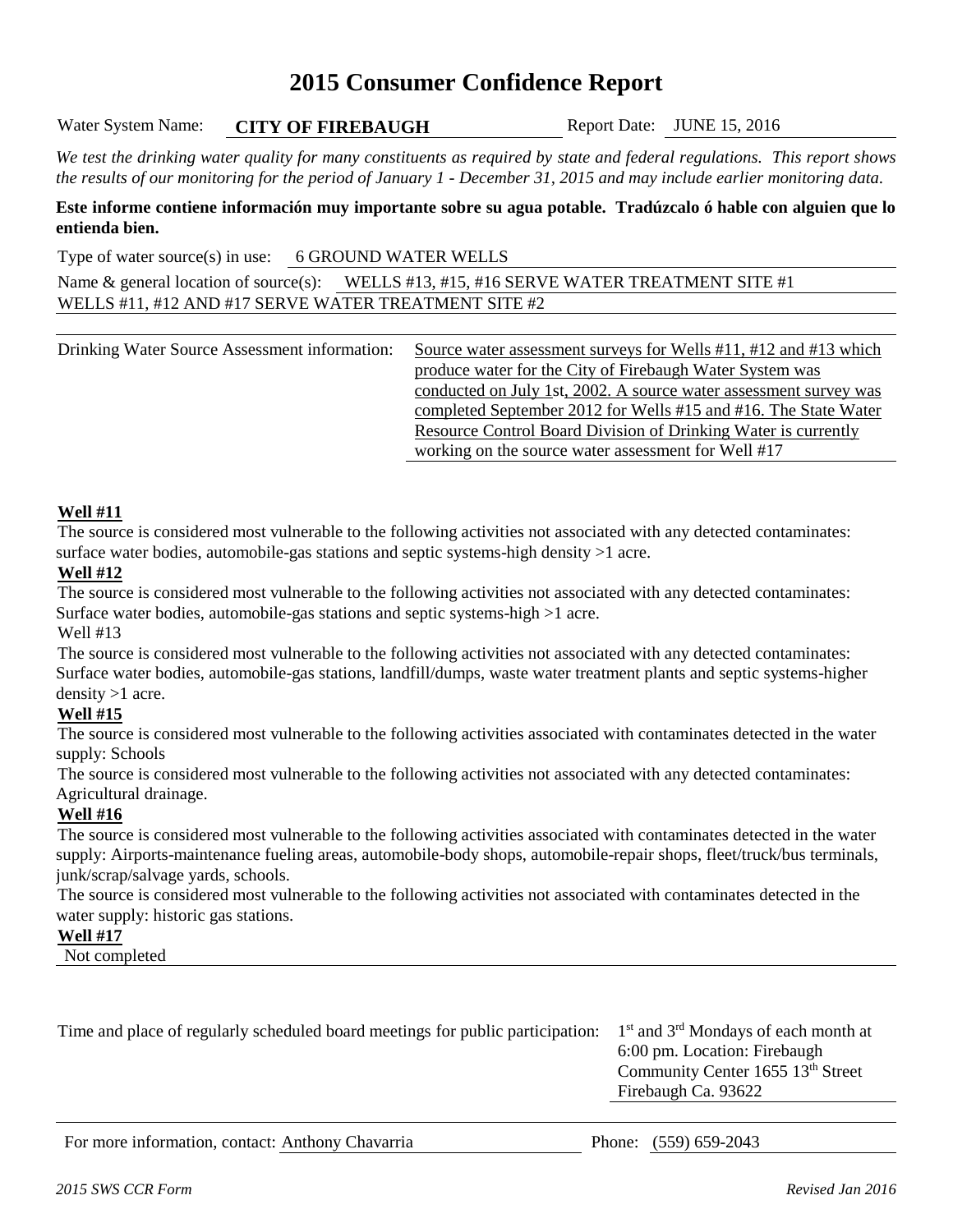# 2015 Consumer Confidence Report

Water System Name: **CITY OF FIREBAUGH** Report Date: JUNE 15, 2016

*We test the drinking water quality for many constituents as required by state and federal regulations. This report shows the results of our monitoring for the period of January 1 - December 31, 2015 and may include earlier monitoring data.*

**Este informe contiene información muy importante sobre su agua potable. Tradúzcalo ó hable con alguien que lo entienda bien.**

Type of water source(s) in use: 6 GROUND WATER WELLS

Name & general location of source(s): WELLS #13, #15, #16 SERVE WATER TREATMENT SITE #1
WELLS #11, #12 AND #17 SERVE WATER TREATMENT SITE #2

Drinking Water Source Assessment information: Source water assessment surveys for Wells #11, #12 and #13 which produce water for the City of Firebaugh Water System was conducted on July 1st, 2002. A source water assessment survey was completed September 2012 for Wells #15 and #16. The State Water Resource Control Board Division of Drinking Water is currently working on the source water assessment for Well #17

**Well #11**

The source is considered most vulnerable to the following activities not associated with any detected contaminates: surface water bodies, automobile-gas stations and septic systems-high density >1 acre.

**Well #12**

The source is considered most vulnerable to the following activities not associated with any detected contaminates: Surface water bodies, automobile-gas stations and septic systems-high >1 acre.

Well #13

The source is considered most vulnerable to the following activities not associated with any detected contaminates: Surface water bodies, automobile-gas stations, landfill/dumps, waste water treatment plants and septic systems-higher density >1 acre.

**Well #15**

The source is considered most vulnerable to the following activities associated with contaminates detected in the water supply: Schools

The source is considered most vulnerable to the following activities not associated with any detected contaminates: Agricultural drainage.

**Well #16**

The source is considered most vulnerable to the following activities associated with contaminates detected in the water supply: Airports-maintenance fueling areas, automobile-body shops, automobile-repair shops, fleet/truck/bus terminals, junk/scrap/salvage yards, schools.

The source is considered most vulnerable to the following activities not associated with contaminates detected in the water supply: historic gas stations.

**Well #17**

Not completed

Time and place of regularly scheduled board meetings for public participation: 1st and 3rd Mondays of each month at 6:00 pm. Location: Firebaugh Community Center 1655 13th Street Firebaugh Ca. 93622

For more information, contact: Anthony Chavarria Phone: (559) 659-2043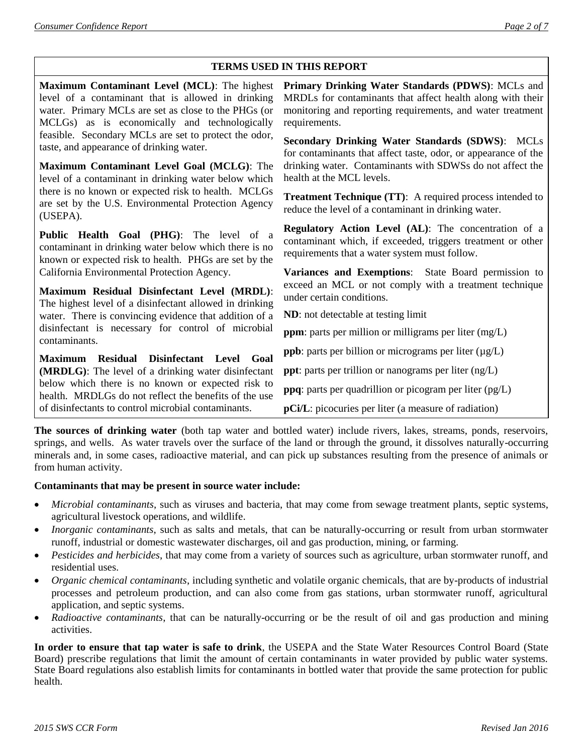## TERMS USED IN THIS REPORT

**Maximum Contaminant Level (MCL)**: The highest level of a contaminant that is allowed in drinking water. Primary MCLs are set as close to the PHGs (or MCLGs) as is economically and technologically feasible. Secondary MCLs are set to protect the odor, taste, and appearance of drinking water.

**Maximum Contaminant Level Goal (MCLG)**: The level of a contaminant in drinking water below which there is no known or expected risk to health. MCLGs are set by the U.S. Environmental Protection Agency (USEPA).

**Public Health Goal (PHG)**: The level of a contaminant in drinking water below which there is no known or expected risk to health. PHGs are set by the California Environmental Protection Agency.

**Maximum Residual Disinfectant Level (MRDL)**: The highest level of a disinfectant allowed in drinking water. There is convincing evidence that addition of a disinfectant is necessary for control of microbial contaminants.

**Maximum Residual Disinfectant Level Goal (MRDLG)**: The level of a drinking water disinfectant below which there is no known or expected risk to health. MRDLGs do not reflect the benefits of the use of disinfectants to control microbial contaminants.

**Primary Drinking Water Standards (PDWS)**: MCLs and MRDLs for contaminants that affect health along with their monitoring and reporting requirements, and water treatment requirements.

**Secondary Drinking Water Standards (SDWS)**: MCLs for contaminants that affect taste, odor, or appearance of the drinking water. Contaminants with SDWSs do not affect the health at the MCL levels.

**Treatment Technique (TT)**: A required process intended to reduce the level of a contaminant in drinking water.

**Regulatory Action Level (AL)**: The concentration of a contaminant which, if exceeded, triggers treatment or other requirements that a water system must follow.

**Variances and Exemptions**: State Board permission to exceed an MCL or not comply with a treatment technique under certain conditions.

**ND**: not detectable at testing limit

**ppm**: parts per million or milligrams per liter (mg/L)

**ppb**: parts per billion or micrograms per liter (μg/L)

**ppt**: parts per trillion or nanograms per liter (ng/L)

**ppq**: parts per quadrillion or picogram per liter (pg/L)

**pCi/L**: picocuries per liter (a measure of radiation)

**The sources of drinking water** (both tap water and bottled water) include rivers, lakes, streams, ponds, reservoirs, springs, and wells. As water travels over the surface of the land or through the ground, it dissolves naturally-occurring minerals and, in some cases, radioactive material, and can pick up substances resulting from the presence of animals or from human activity.

**Contaminants that may be present in source water include:**

- *Microbial contaminants*, such as viruses and bacteria, that may come from sewage treatment plants, septic systems, agricultural livestock operations, and wildlife.
- *Inorganic contaminants*, such as salts and metals, that can be naturally-occurring or result from urban stormwater runoff, industrial or domestic wastewater discharges, oil and gas production, mining, or farming.
- *Pesticides and herbicides*, that may come from a variety of sources such as agriculture, urban stormwater runoff, and residential uses.
- *Organic chemical contaminants*, including synthetic and volatile organic chemicals, that are by-products of industrial processes and petroleum production, and can also come from gas stations, urban stormwater runoff, agricultural application, and septic systems.
- *Radioactive contaminants*, that can be naturally-occurring or be the result of oil and gas production and mining activities.

**In order to ensure that tap water is safe to drink**, the USEPA and the State Water Resources Control Board (State Board) prescribe regulations that limit the amount of certain contaminants in water provided by public water systems. State Board regulations also establish limits for contaminants in bottled water that provide the same protection for public health.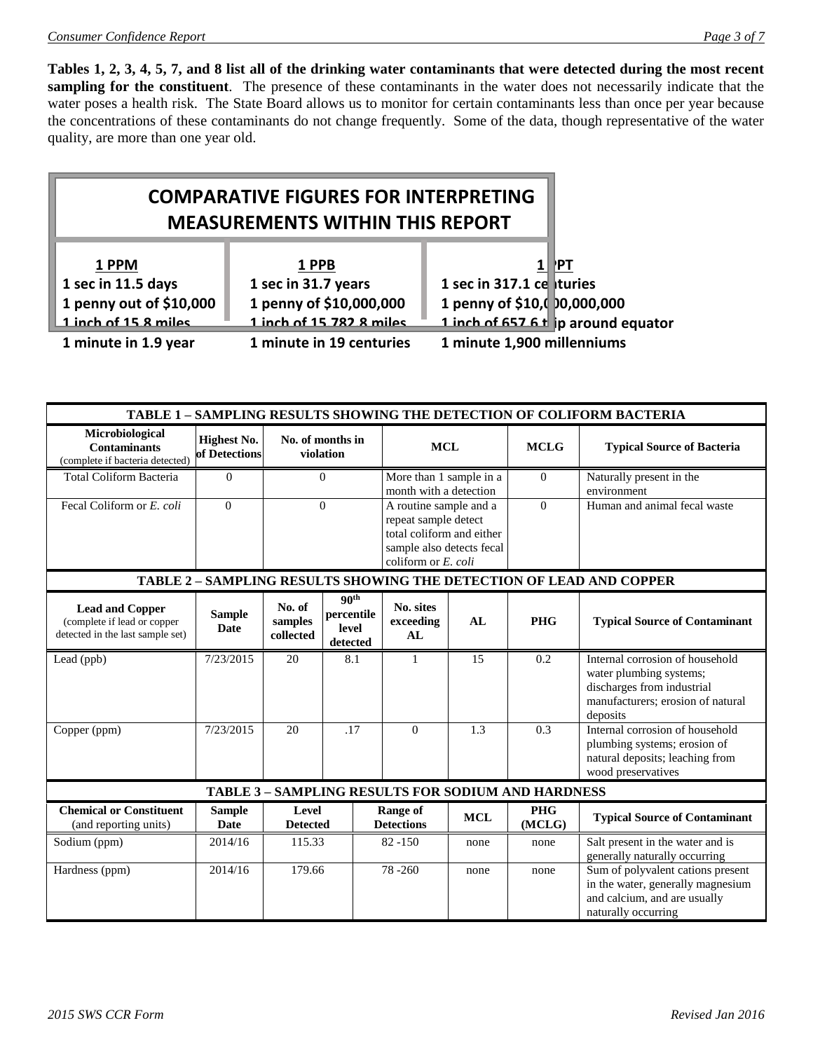**Tables 1, 2, 3, 4, 5, 7, and 8 list all of the drinking water contaminants that were detected during the most recent sampling for the constituent**. The presence of these contaminants in the water does not necessarily indicate that the water poses a health risk. The State Board allows us to monitor for certain contaminants less than once per year because the concentrations of these contaminants do not change frequently. Some of the data, though representative of the water quality, are more than one year old.

## COMPARATIVE FIGURES FOR INTERPRETING MEASUREMENTS WITHIN THIS REPORT

| 1 PPM | 1 PPB | 1 PPT |
|---|---|---|
| 1 sec in 11.5 days | 1 sec in 31.7 years | 1 sec in 317.1 centuries |
| 1 penny out of $10,000 | 1 penny of $10,000,000 | 1 penny of $10,000,000,000 |
| 1 inch of 15.8 miles | 1 inch of 15,782.8 miles | 1 inch of 657.6 trip around equator |
| 1 minute in 1.9 year | 1 minute in 19 centuries | 1 minute 1,900 millenniums |

| TABLE 1 – SAMPLING RESULTS SHOWING THE DETECTION OF COLIFORM BACTERIA | | | | | |
|---|---|---|---|---|---|
| **Microbiological Contaminants** (complete if bacteria detected) | **Highest No. of Detections** | **No. of months in violation** | **MCL** | **MCLG** | **Typical Source of Bacteria** |
| Total Coliform Bacteria | 0 | 0 | More than 1 sample in a month with a detection | 0 | Naturally present in the environment |
| Fecal Coliform or *E. coli* | 0 | 0 | A routine sample and a repeat sample detect total coliform and either sample also detects fecal coliform or *E. coli* | 0 | Human and animal fecal waste |

| TABLE 2 – SAMPLING RESULTS SHOWING THE DETECTION OF LEAD AND COPPER | | | | | | | |
|---|---|---|---|---|---|---|---|
| **Lead and Copper** (complete if lead or copper detected in the last sample set) | **Sample Date** | **No. of samples collected** | **90th percentile level detected** | **No. sites exceeding AL** | **AL** | **PHG** | **Typical Source of Contaminant** |
| Lead (ppb) | 7/23/2015 | 20 | 8.1 | 1 | 15 | 0.2 | Internal corrosion of household water plumbing systems; discharges from industrial manufacturers; erosion of natural deposits |
| Copper (ppm) | 7/23/2015 | 20 | .17 | 0 | 1.3 | 0.3 | Internal corrosion of household plumbing systems; erosion of natural deposits; leaching from wood preservatives |

| TABLE 3 – SAMPLING RESULTS FOR SODIUM AND HARDNESS | | | | | | |
|---|---|---|---|---|---|---|
| **Chemical or Constituent** (and reporting units) | **Sample Date** | **Level Detected** | **Range of Detections** | **MCL** | **PHG (MCLG)** | **Typical Source of Contaminant** |
| Sodium (ppm) | 2014/16 | 115.33 | 82 -150 | none | none | Salt present in the water and is generally naturally occurring |
| Hardness (ppm) | 2014/16 | 179.66 | 78 -260 | none | none | Sum of polyvalent cations present in the water, generally magnesium and calcium, and are usually naturally occurring |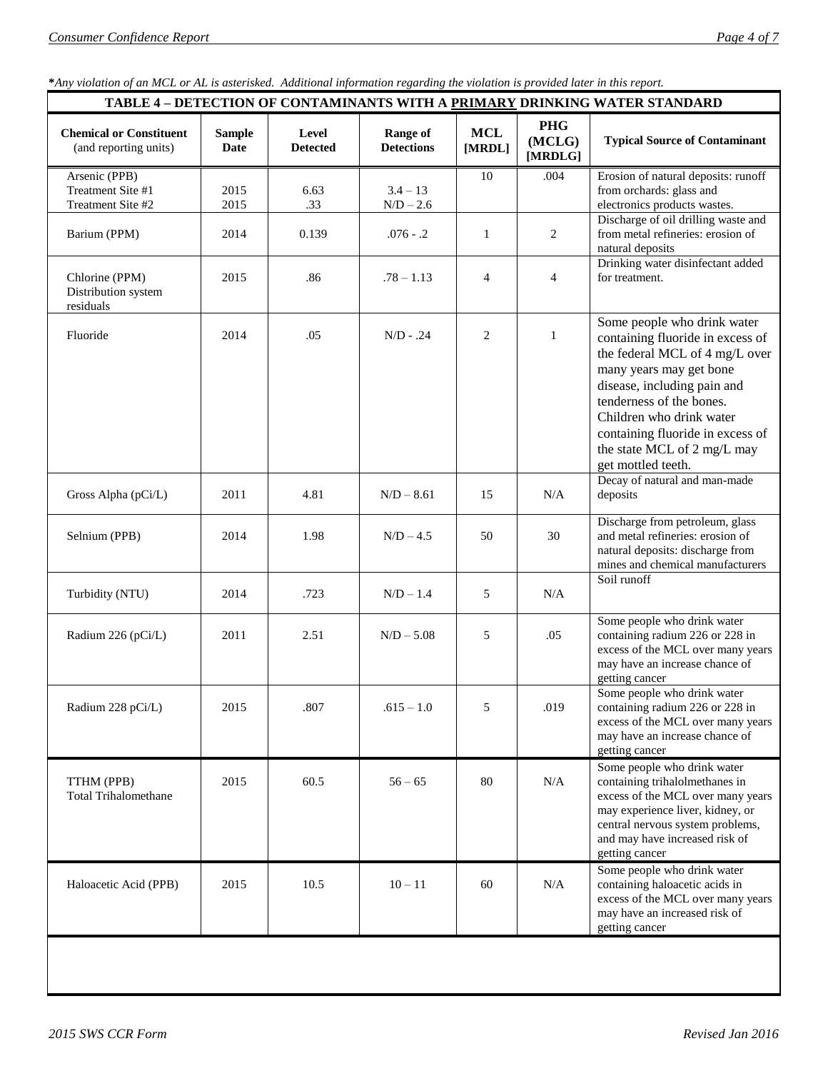*\*Any violation of an MCL or AL is asterisked. Additional information regarding the violation is provided later in this report.*

| TABLE 4 – DETECTION OF CONTAMINANTS WITH A PRIMARY DRINKING WATER STANDARD | | | | | | |
|---|---|---|---|---|---|---|
| **Chemical or Constituent** (and reporting units) | **Sample Date** | **Level Detected** | **Range of Detections** | **MCL [MRDL]** | **PHG (MCLG) [MRDLG]** | **Typical Source of Contaminant** |
| Arsenic (PPB)<br>Treatment Site #1<br>Treatment Site #2 | <br>2015<br>2015 | <br>6.63<br>.33 | <br>3.4 – 13<br>N/D – 2.6 | 10 | .004 | Erosion of natural deposits: runoff from orchards: glass and electronics products wastes. |
| Barium (PPM) | 2014 | 0.139 | .076 - .2 | 1 | 2 | Discharge of oil drilling waste and from metal refineries: erosion of natural deposits |
| Chlorine (PPM)<br>Distribution system residuals | 2015 | .86 | .78 – 1.13 | 4 | 4 | Drinking water disinfectant added for treatment. |
| Fluoride | 2014 | .05 | N/D - .24 | 2 | 1 | Some people who drink water containing fluoride in excess of the federal MCL of 4 mg/L over many years may get bone disease, including pain and tenderness of the bones. Children who drink water containing fluoride in excess of the state MCL of 2 mg/L may get mottled teeth. |
| Gross Alpha (pCi/L) | 2011 | 4.81 | N/D – 8.61 | 15 | N/A | Decay of natural and man-made deposits |
| Selnium (PPB) | 2014 | 1.98 | N/D – 4.5 | 50 | 30 | Discharge from petroleum, glass and metal refineries: erosion of natural deposits: discharge from mines and chemical manufacturers |
| Turbidity (NTU) | 2014 | .723 | N/D – 1.4 | 5 | N/A | Soil runoff |
| Radium 226 (pCi/L) | 2011 | 2.51 | N/D – 5.08 | 5 | .05 | Some people who drink water containing radium 226 or 228 in excess of the MCL over many years may have an increase chance of getting cancer |
| Radium 228 pCi/L) | 2015 | .807 | .615 – 1.0 | 5 | .019 | Some people who drink water containing radium 226 or 228 in excess of the MCL over many years may have an increase chance of getting cancer |
| TTHM (PPB)<br>Total Trihalomethane | 2015 | 60.5 | 56 – 65 | 80 | N/A | Some people who drink water containing trihalolmethanes in excess of the MCL over many years may experience liver, kidney, or central nervous system problems, and may have increased risk of getting cancer |
| Haloacetic Acid (PPB) | 2015 | 10.5 | 10 – 11 | 60 | N/A | Some people who drink water containing haloacetic acids in excess of the MCL over many years may have an increased risk of getting cancer |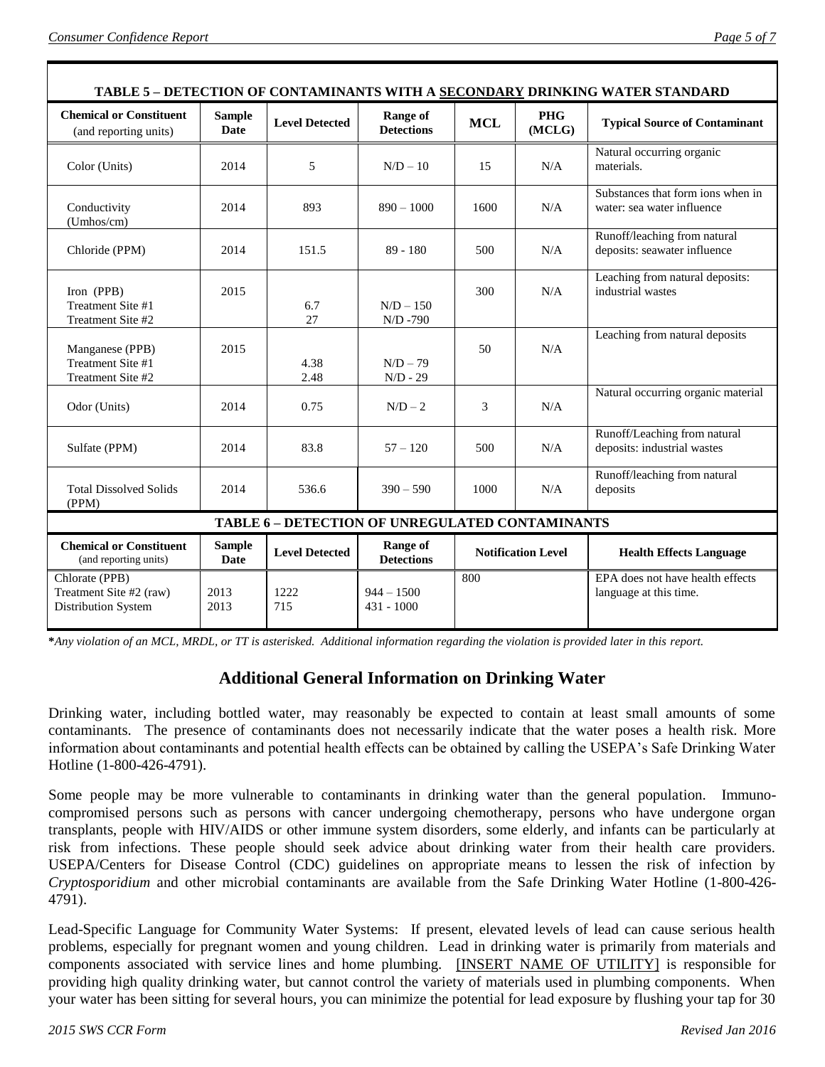**TABLE 5 – DETECTION OF CONTAMINANTS WITH A SECONDARY DRINKING WATER STANDARD**

| Chemical or Constituent (and reporting units) | Sample Date | Level Detected | Range of Detections | MCL | PHG (MCLG) | Typical Source of Contaminant |
|---|---|---|---|---|---|---|
| Color (Units) | 2014 | 5 | N/D – 10 | 15 | N/A | Natural occurring organic materials. |
| Conductivity (Umhos/cm) | 2014 | 893 | 890 – 1000 | 1600 | N/A | Substances that form ions when in water: sea water influence |
| Chloride (PPM) | 2014 | 151.5 | 89 - 180 | 500 | N/A | Runoff/leaching from natural deposits: seawater influence |
| Iron (PPB) | 2015 | | | 300 | N/A | Leaching from natural deposits: industrial wastes |
| Treatment Site #1 | | 6.7 | N/D – 150 | | | |
| Treatment Site #2 | | 27 | N/D -790 | | | |
| Manganese (PPB) | 2015 | | | 50 | N/A | Leaching from natural deposits |
| Treatment Site #1 | | 4.38 | N/D – 79 | | | |
| Treatment Site #2 | | 2.48 | N/D - 29 | | | |
| Odor (Units) | 2014 | 0.75 | N/D – 2 | 3 | N/A | Natural occurring organic material |
| Sulfate (PPM) | 2014 | 83.8 | 57 – 120 | 500 | N/A | Runoff/Leaching from natural deposits: industrial wastes |
| Total Dissolved Solids (PPM) | 2014 | 536.6 | 390 – 590 | 1000 | N/A | Runoff/leaching from natural deposits |

**TABLE 6 – DETECTION OF UNREGULATED CONTAMINANTS**

| Chemical or Constituent (and reporting units) | Sample Date | Level Detected | Range of Detections | Notification Level | Health Effects Language |
|---|---|---|---|---|---|
| Chlorate (PPB) | | | | 800 | EPA does not have health effects language at this time. |
| Treatment Site #2 (raw) | 2013 | 1222 | 944 – 1500 | | |
| Distribution System | 2013 | 715 | 431 - 1000 | | |

*Any violation of an MCL, MRDL, or TT is asterisked. Additional information regarding the violation is provided later in this report.*

## Additional General Information on Drinking Water

Drinking water, including bottled water, may reasonably be expected to contain at least small amounts of some contaminants. The presence of contaminants does not necessarily indicate that the water poses a health risk. More information about contaminants and potential health effects can be obtained by calling the USEPA's Safe Drinking Water Hotline (1-800-426-4791).

Some people may be more vulnerable to contaminants in drinking water than the general population. Immuno-compromised persons such as persons with cancer undergoing chemotherapy, persons who have undergone organ transplants, people with HIV/AIDS or other immune system disorders, some elderly, and infants can be particularly at risk from infections. These people should seek advice about drinking water from their health care providers. USEPA/Centers for Disease Control (CDC) guidelines on appropriate means to lessen the risk of infection by *Cryptosporidium* and other microbial contaminants are available from the Safe Drinking Water Hotline (1-800-426-4791).

Lead-Specific Language for Community Water Systems: If present, elevated levels of lead can cause serious health problems, especially for pregnant women and young children. Lead in drinking water is primarily from materials and components associated with service lines and home plumbing. [INSERT NAME OF UTILITY] is responsible for providing high quality drinking water, but cannot control the variety of materials used in plumbing components. When your water has been sitting for several hours, you can minimize the potential for lead exposure by flushing your tap for 30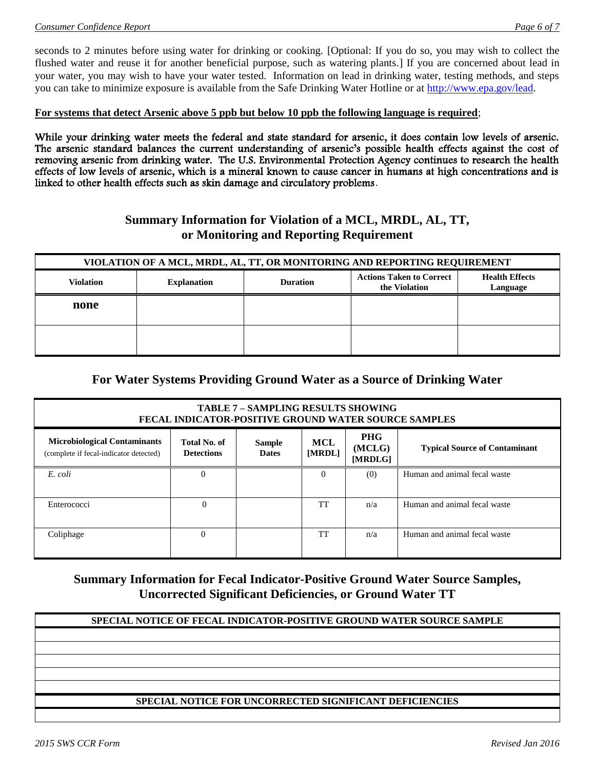seconds to 2 minutes before using water for drinking or cooking. [Optional: If you do so, you may wish to collect the flushed water and reuse it for another beneficial purpose, such as watering plants.] If you are concerned about lead in your water, you may wish to have your water tested. Information on lead in drinking water, testing methods, and steps you can take to minimize exposure is available from the Safe Drinking Water Hotline or at http://www.epa.gov/lead.

**For systems that detect Arsenic above 5 ppb but below 10 ppb the following language is required**;

While your drinking water meets the federal and state standard for arsenic, it does contain low levels of arsenic. The arsenic standard balances the current understanding of arsenic's possible health effects against the cost of removing arsenic from drinking water. The U.S. Environmental Protection Agency continues to research the health effects of low levels of arsenic, which is a mineral known to cause cancer in humans at high concentrations and is linked to other health effects such as skin damage and circulatory problems.

## Summary Information for Violation of a MCL, MRDL, AL, TT, or Monitoring and Reporting Requirement

| VIOLATION OF A MCL, MRDL, AL, TT, OR MONITORING AND REPORTING REQUIREMENT | | | | |
|---|---|---|---|---|
| **Violation** | **Explanation** | **Duration** | **Actions Taken to Correct the Violation** | **Health Effects Language** |
| **none** | | | | |
| | | | | |

## For Water Systems Providing Ground Water as a Source of Drinking Water

| TABLE 7 – SAMPLING RESULTS SHOWING FECAL INDICATOR-POSITIVE GROUND WATER SOURCE SAMPLES | | | | | |
|---|---|---|---|---|---|
| **Microbiological Contaminants** (complete if fecal-indicator detected) | **Total No. of Detections** | **Sample Dates** | **MCL [MRDL]** | **PHG (MCLG) [MRDLG]** | **Typical Source of Contaminant** |
| *E. coli* | 0 | | 0 | (0) | Human and animal fecal waste |
| Enterococci | 0 | | TT | n/a | Human and animal fecal waste |
| Coliphage | 0 | | TT | n/a | Human and animal fecal waste |

## Summary Information for Fecal Indicator-Positive Ground Water Source Samples, Uncorrected Significant Deficiencies, or Ground Water TT

| SPECIAL NOTICE OF FECAL INDICATOR-POSITIVE GROUND WATER SOURCE SAMPLE |
|---|
| |
| |
| |
| |
| |

| SPECIAL NOTICE FOR UNCORRECTED SIGNIFICANT DEFICIENCIES |
|---|
| |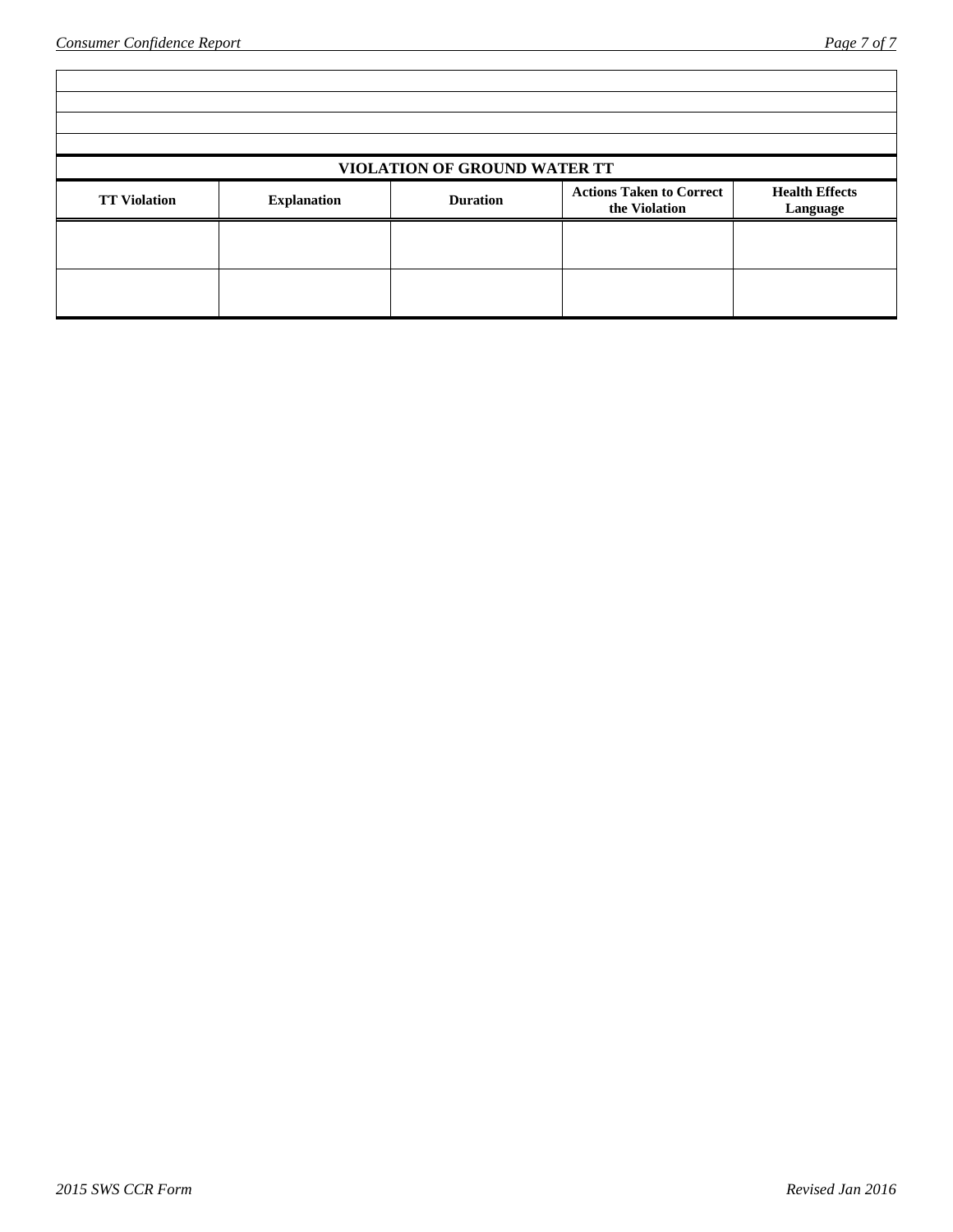| | | | | |
|---|---|---|---|---|
| | | | | |
| | | | | |
| | | | | |
| | | | | |
| **VIOLATION OF GROUND WATER TT** | | | | |
| **TT Violation** | **Explanation** | **Duration** | **Actions Taken to Correct the Violation** | **Health Effects Language** |
| | | | | |
| | | | | |